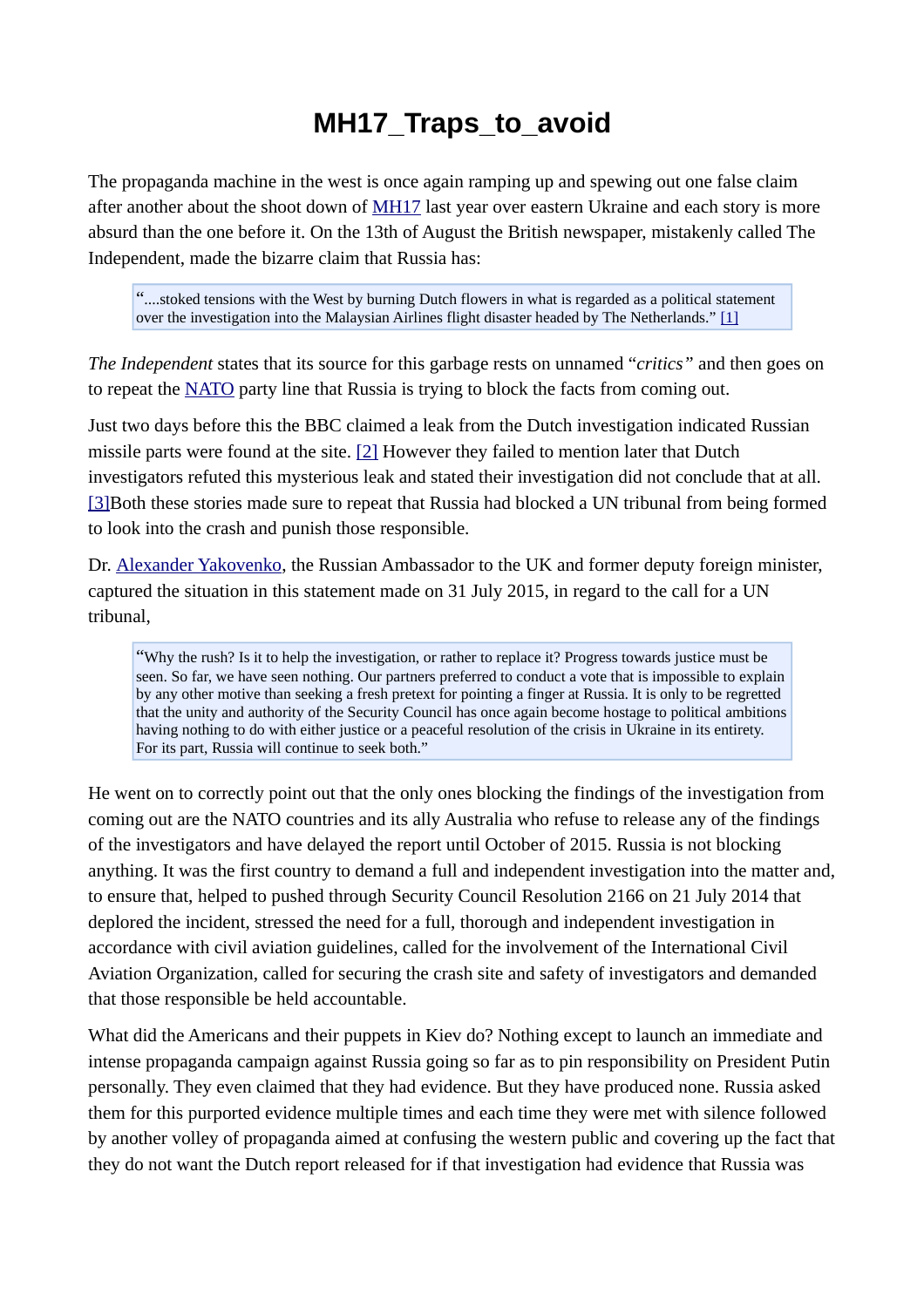# MH17_Traps_to_avoid

The propaganda machine in the west is once again ramping up and spewing out one false claim after another about the shoot down of MH17 last year over eastern Ukraine and each story is more absurd than the one before it. On the 13th of August the British newspaper, mistakenly called The Independent, made the bizarre claim that Russia has:

> "....stoked tensions with the West by burning Dutch flowers in what is regarded as a political statement over the investigation into the Malaysian Airlines flight disaster headed by The Netherlands." [1]

*The Independent* states that its source for this garbage rests on unnamed "*critics*" and then goes on to repeat the NATO party line that Russia is trying to block the facts from coming out.

Just two days before this the BBC claimed a leak from the Dutch investigation indicated Russian missile parts were found at the site. [2] However they failed to mention later that Dutch investigators refuted this mysterious leak and stated their investigation did not conclude that at all. [3]Both these stories made sure to repeat that Russia had blocked a UN tribunal from being formed to look into the crash and punish those responsible.

Dr. Alexander Yakovenko, the Russian Ambassador to the UK and former deputy foreign minister, captured the situation in this statement made on 31 July 2015, in regard to the call for a UN tribunal,

> "Why the rush? Is it to help the investigation, or rather to replace it? Progress towards justice must be seen. So far, we have seen nothing. Our partners preferred to conduct a vote that is impossible to explain by any other motive than seeking a fresh pretext for pointing a finger at Russia. It is only to be regretted that the unity and authority of the Security Council has once again become hostage to political ambitions having nothing to do with either justice or a peaceful resolution of the crisis in Ukraine in its entirety. For its part, Russia will continue to seek both."

He went on to correctly point out that the only ones blocking the findings of the investigation from coming out are the NATO countries and its ally Australia who refuse to release any of the findings of the investigators and have delayed the report until October of 2015. Russia is not blocking anything. It was the first country to demand a full and independent investigation into the matter and, to ensure that, helped to pushed through Security Council Resolution 2166 on 21 July 2014 that deplored the incident, stressed the need for a full, thorough and independent investigation in accordance with civil aviation guidelines, called for the involvement of the International Civil Aviation Organization, called for securing the crash site and safety of investigators and demanded that those responsible be held accountable.

What did the Americans and their puppets in Kiev do? Nothing except to launch an immediate and intense propaganda campaign against Russia going so far as to pin responsibility on President Putin personally. They even claimed that they had evidence. But they have produced none. Russia asked them for this purported evidence multiple times and each time they were met with silence followed by another volley of propaganda aimed at confusing the western public and covering up the fact that they do not want the Dutch report released for if that investigation had evidence that Russia was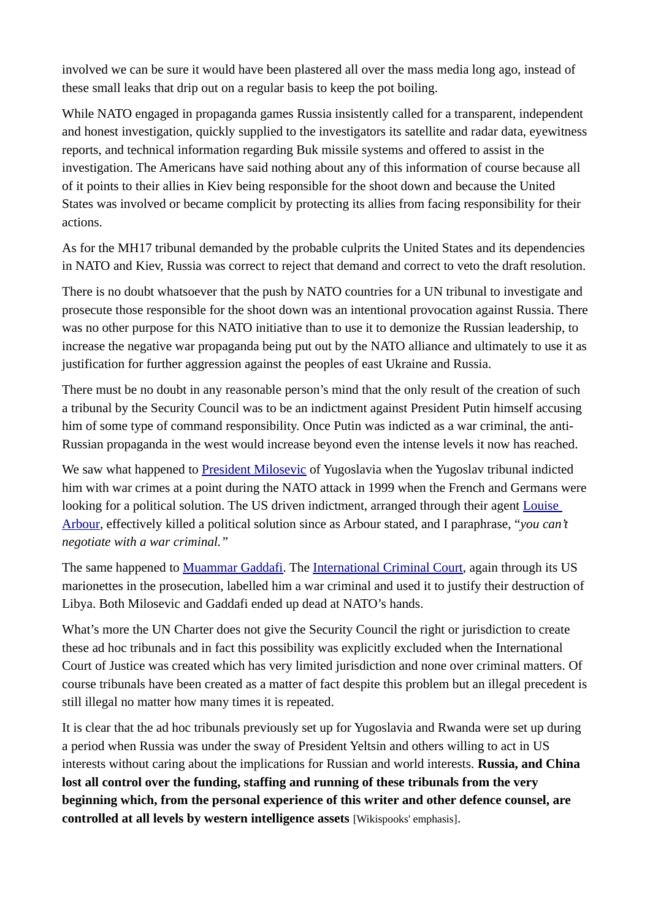involved we can be sure it would have been plastered all over the mass media long ago, instead of these small leaks that drip out on a regular basis to keep the pot boiling.

While NATO engaged in propaganda games Russia insistently called for a transparent, independent and honest investigation, quickly supplied to the investigators its satellite and radar data, eyewitness reports, and technical information regarding Buk missile systems and offered to assist in the investigation. The Americans have said nothing about any of this information of course because all of it points to their allies in Kiev being responsible for the shoot down and because the United States was involved or became complicit by protecting its allies from facing responsibility for their actions.

As for the MH17 tribunal demanded by the probable culprits the United States and its dependencies in NATO and Kiev, Russia was correct to reject that demand and correct to veto the draft resolution.

There is no doubt whatsoever that the push by NATO countries for a UN tribunal to investigate and prosecute those responsible for the shoot down was an intentional provocation against Russia. There was no other purpose for this NATO initiative than to use it to demonize the Russian leadership, to increase the negative war propaganda being put out by the NATO alliance and ultimately to use it as justification for further aggression against the peoples of east Ukraine and Russia.

There must be no doubt in any reasonable person's mind that the only result of the creation of such a tribunal by the Security Council was to be an indictment against President Putin himself accusing him of some type of command responsibility. Once Putin was indicted as a war criminal, the anti-Russian propaganda in the west would increase beyond even the intense levels it now has reached.

We saw what happened to President Milosevic of Yugoslavia when the Yugoslav tribunal indicted him with war crimes at a point during the NATO attack in 1999 when the French and Germans were looking for a political solution. The US driven indictment, arranged through their agent Louise Arbour, effectively killed a political solution since as Arbour stated, and I paraphrase, *"you can't negotiate with a war criminal."*

The same happened to Muammar Gaddafi. The International Criminal Court, again through its US marionettes in the prosecution, labelled him a war criminal and used it to justify their destruction of Libya. Both Milosevic and Gaddafi ended up dead at NATO's hands.

What's more the UN Charter does not give the Security Council the right or jurisdiction to create these ad hoc tribunals and in fact this possibility was explicitly excluded when the International Court of Justice was created which has very limited jurisdiction and none over criminal matters. Of course tribunals have been created as a matter of fact despite this problem but an illegal precedent is still illegal no matter how many times it is repeated.

It is clear that the ad hoc tribunals previously set up for Yugoslavia and Rwanda were set up during a period when Russia was under the sway of President Yeltsin and others willing to act in US interests without caring about the implications for Russian and world interests. **Russia, and China lost all control over the funding, staffing and running of these tribunals from the very beginning which, from the personal experience of this writer and other defence counsel, are controlled at all levels by western intelligence assets** [Wikispooks' emphasis].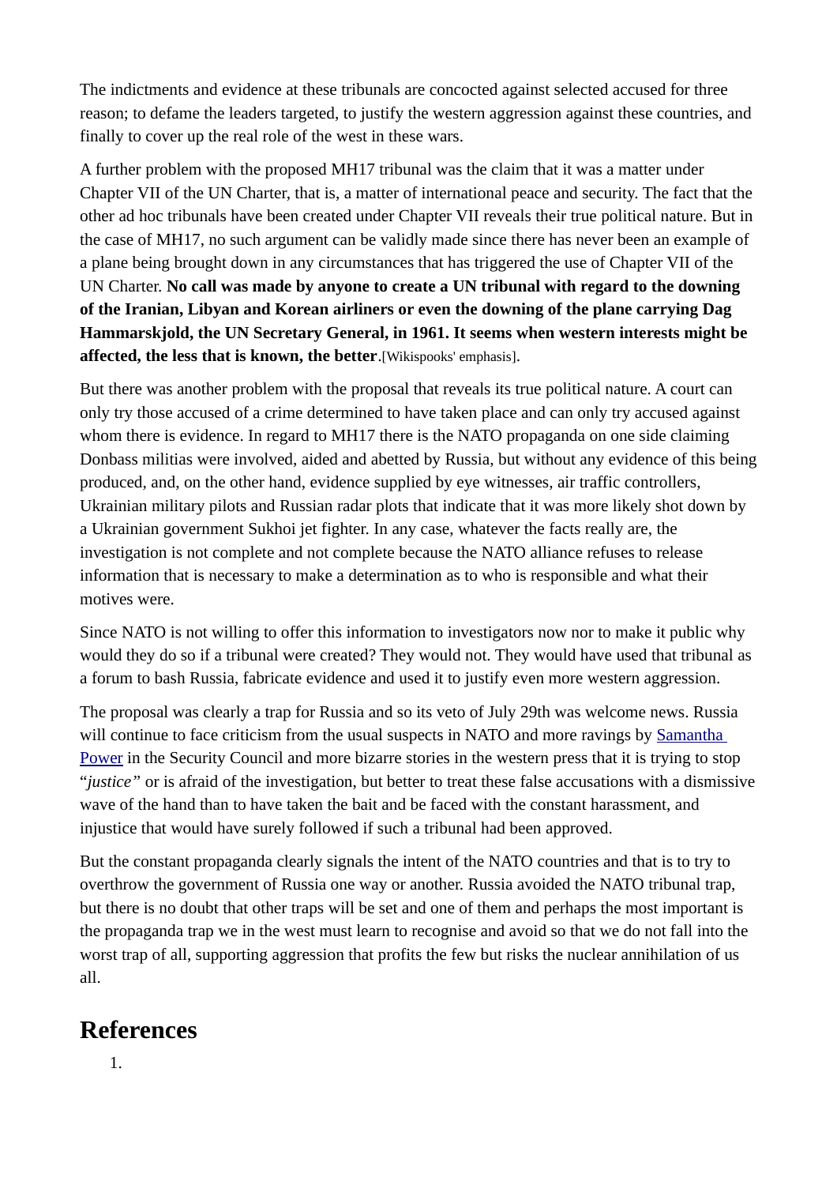The indictments and evidence at these tribunals are concocted against selected accused for three reason; to defame the leaders targeted, to justify the western aggression against these countries, and finally to cover up the real role of the west in these wars.

A further problem with the proposed MH17 tribunal was the claim that it was a matter under Chapter VII of the UN Charter, that is, a matter of international peace and security. The fact that the other ad hoc tribunals have been created under Chapter VII reveals their true political nature. But in the case of MH17, no such argument can be validly made since there has never been an example of a plane being brought down in any circumstances that has triggered the use of Chapter VII of the UN Charter. **No call was made by anyone to create a UN tribunal with regard to the downing of the Iranian, Libyan and Korean airliners or even the downing of the plane carrying Dag Hammarskjold, the UN Secretary General, in 1961. It seems when western interests might be affected, the less that is known, the better**.[Wikispooks' emphasis].

But there was another problem with the proposal that reveals its true political nature. A court can only try those accused of a crime determined to have taken place and can only try accused against whom there is evidence. In regard to MH17 there is the NATO propaganda on one side claiming Donbass militias were involved, aided and abetted by Russia, but without any evidence of this being produced, and, on the other hand, evidence supplied by eye witnesses, air traffic controllers, Ukrainian military pilots and Russian radar plots that indicate that it was more likely shot down by a Ukrainian government Sukhoi jet fighter. In any case, whatever the facts really are, the investigation is not complete and not complete because the NATO alliance refuses to release information that is necessary to make a determination as to who is responsible and what their motives were.

Since NATO is not willing to offer this information to investigators now nor to make it public why would they do so if a tribunal were created? They would not. They would have used that tribunal as a forum to bash Russia, fabricate evidence and used it to justify even more western aggression.

The proposal was clearly a trap for Russia and so its veto of July 29th was welcome news. Russia will continue to face criticism from the usual suspects in NATO and more ravings by Samantha Power in the Security Council and more bizarre stories in the western press that it is trying to stop "*justice*" or is afraid of the investigation, but better to treat these false accusations with a dismissive wave of the hand than to have taken the bait and be faced with the constant harassment, and injustice that would have surely followed if such a tribunal had been approved.

But the constant propaganda clearly signals the intent of the NATO countries and that is to try to overthrow the government of Russia one way or another. Russia avoided the NATO tribunal trap, but there is no doubt that other traps will be set and one of them and perhaps the most important is the propaganda trap we in the west must learn to recognise and avoid so that we do not fall into the worst trap of all, supporting aggression that profits the few but risks the nuclear annihilation of us all.

## References

1.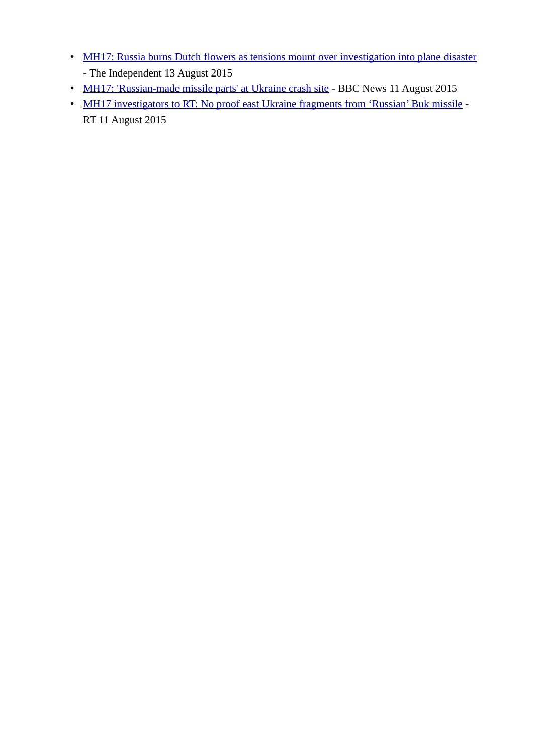- MH17: Russia burns Dutch flowers as tensions mount over investigation into plane disaster - The Independent 13 August 2015
- MH17: 'Russian-made missile parts' at Ukraine crash site - BBC News 11 August 2015
- MH17 investigators to RT: No proof east Ukraine fragments from 'Russian' Buk missile - RT 11 August 2015